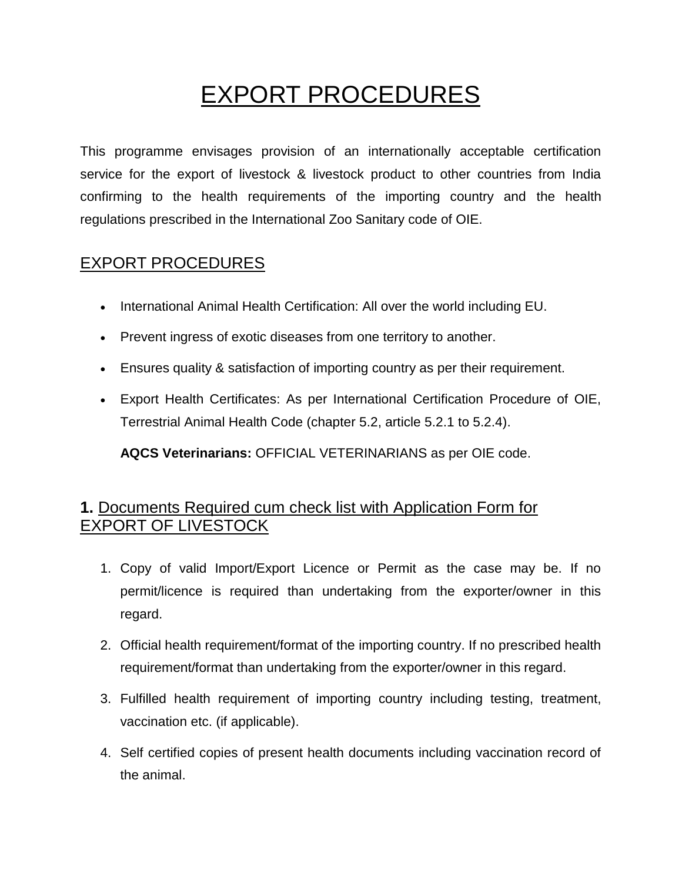# EXPORT PROCEDURES

This programme envisages provision of an internationally acceptable certification service for the export of livestock & livestock product to other countries from India confirming to the health requirements of the importing country and the health regulations prescribed in the International Zoo Sanitary code of OIE.

## EXPORT PROCEDURES

- International Animal Health Certification: All over the world including EU.
- Prevent ingress of exotic diseases from one territory to another.
- Ensures quality & satisfaction of importing country as per their requirement.
- Export Health Certificates: As per International Certification Procedure of OIE, Terrestrial Animal Health Code (chapter 5.2, article 5.2.1 to 5.2.4).

  **AQCS Veterinarians:** OFFICIAL VETERINARIANS as per OIE code.

## **1.** Documents Required cum check list with Application Form for EXPORT OF LIVESTOCK

1. Copy of valid Import/Export Licence or Permit as the case may be. If no permit/licence is required than undertaking from the exporter/owner in this regard.
2. Official health requirement/format of the importing country. If no prescribed health requirement/format than undertaking from the exporter/owner in this regard.
3. Fulfilled health requirement of importing country including testing, treatment, vaccination etc. (if applicable).
4. Self certified copies of present health documents including vaccination record of the animal.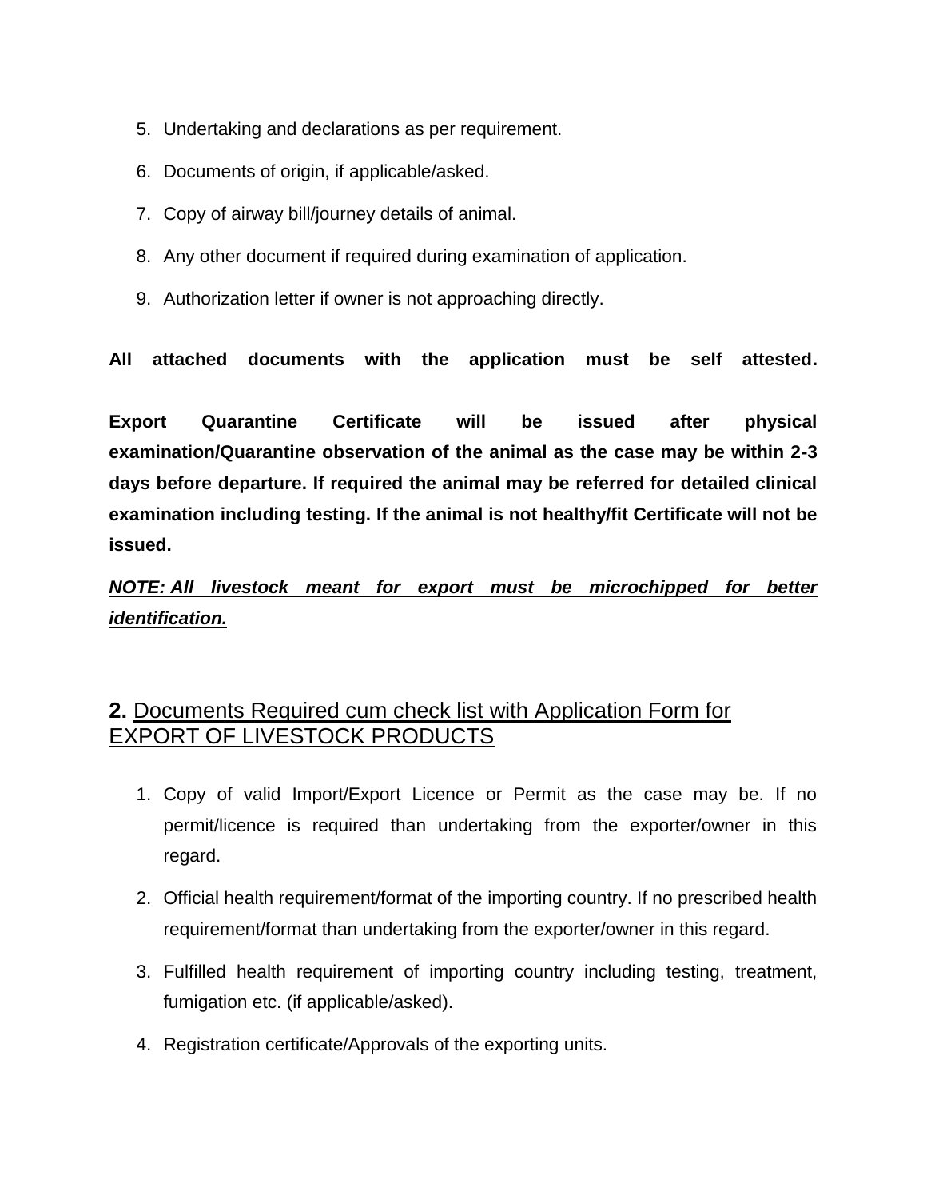5. Undertaking and declarations as per requirement.
6. Documents of origin, if applicable/asked.
7. Copy of airway bill/journey details of animal.
8. Any other document if required during examination of application.
9. Authorization letter if owner is not approaching directly.

**All attached documents with the application must be self attested.**

**Export Quarantine Certificate will be issued after physical examination/Quarantine observation of the animal as the case may be within 2-3 days before departure. If required the animal may be referred for detailed clinical examination including testing. If the animal is not healthy/fit Certificate will not be issued.**

***NOTE: All livestock meant for export must be microchipped for better identification.***

## **2.** Documents Required cum check list with Application Form for EXPORT OF LIVESTOCK PRODUCTS

1. Copy of valid Import/Export Licence or Permit as the case may be. If no permit/licence is required than undertaking from the exporter/owner in this regard.
2. Official health requirement/format of the importing country. If no prescribed health requirement/format than undertaking from the exporter/owner in this regard.
3. Fulfilled health requirement of importing country including testing, treatment, fumigation etc. (if applicable/asked).
4. Registration certificate/Approvals of the exporting units.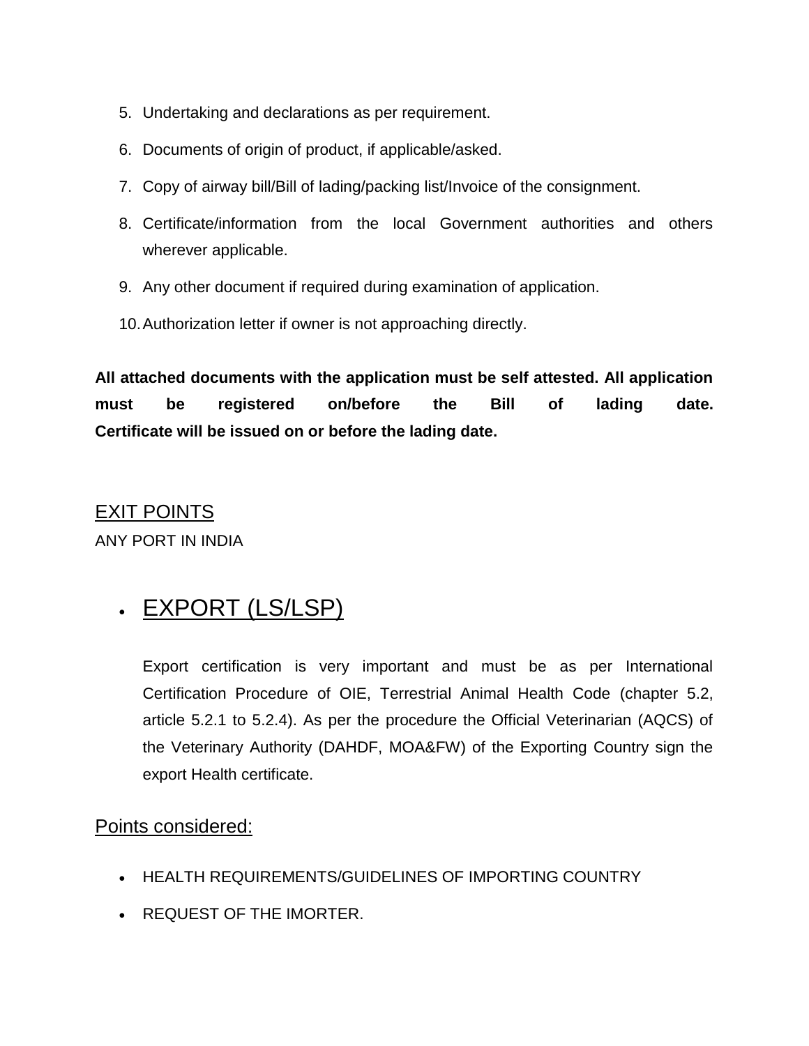5. Undertaking and declarations as per requirement.
6. Documents of origin of product, if applicable/asked.
7. Copy of airway bill/Bill of lading/packing list/Invoice of the consignment.
8. Certificate/information from the local Government authorities and others wherever applicable.
9. Any other document if required during examination of application.
10. Authorization letter if owner is not approaching directly.

**All attached documents with the application must be self attested. All application must be registered on/before the Bill of lading date. Certificate will be issued on or before the lading date.**

## EXIT POINTS

ANY PORT IN INDIA

- ## EXPORT (LS/LSP)

  Export certification is very important and must be as per International Certification Procedure of OIE, Terrestrial Animal Health Code (chapter 5.2, article 5.2.1 to 5.2.4). As per the procedure the Official Veterinarian (AQCS) of the Veterinary Authority (DAHDF, MOA&FW) of the Exporting Country sign the export Health certificate.

## Points considered:

- HEALTH REQUIREMENTS/GUIDELINES OF IMPORTING COUNTRY
- REQUEST OF THE IMORTER.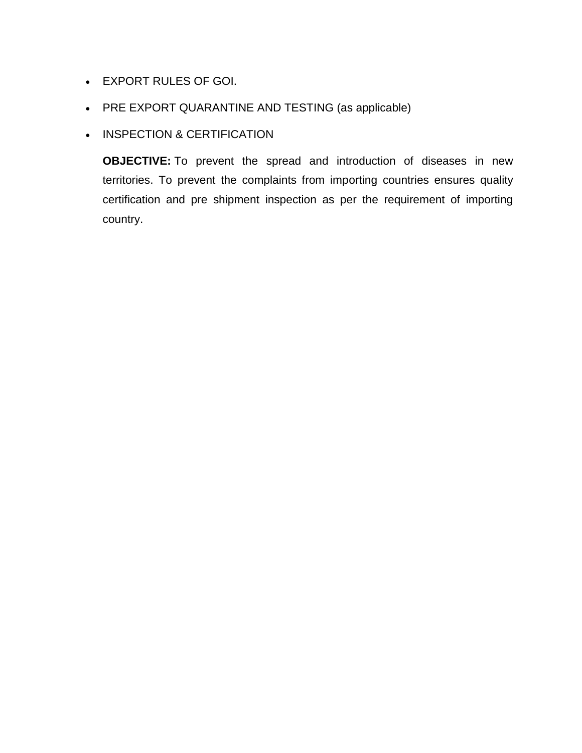- EXPORT RULES OF GOI.
- PRE EXPORT QUARANTINE AND TESTING (as applicable)
- INSPECTION & CERTIFICATION

  **OBJECTIVE:** To prevent the spread and introduction of diseases in new territories. To prevent the complaints from importing countries ensures quality certification and pre shipment inspection as per the requirement of importing country.